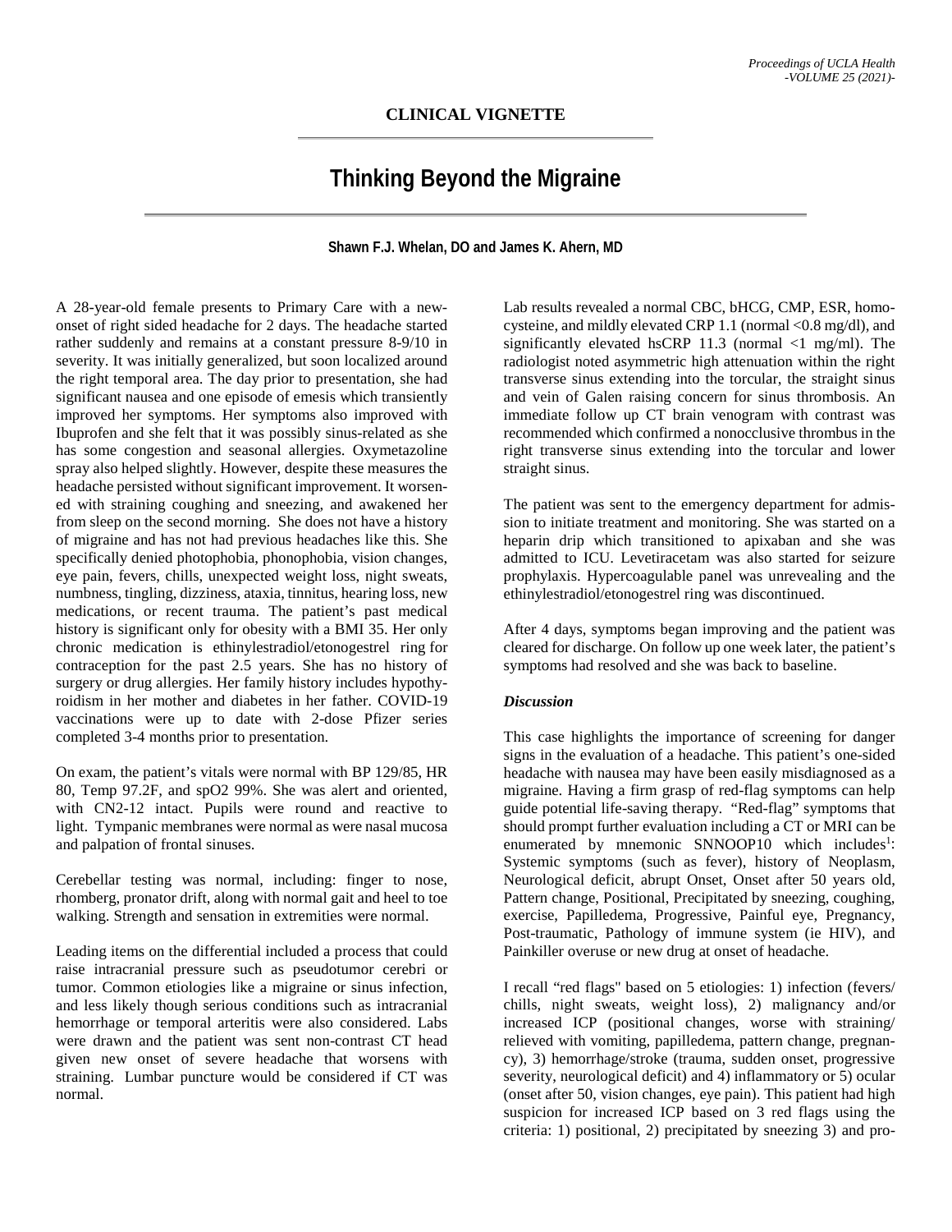CLINICAL VIGNETTE

# Thinking Beyond the Migraine

**Shawn F.J. Whelan, DO and James K. Ahern, MD**

A 28-year-old female presents to Primary Care with a new-onset of right sided headache for 2 days. The headache started rather suddenly and remains at a constant pressure 8-9/10 in severity. It was initially generalized, but soon localized around the right temporal area. The day prior to presentation, she had significant nausea and one episode of emesis which transiently improved her symptoms. Her symptoms also improved with Ibuprofen and she felt that it was possibly sinus-related as she has some congestion and seasonal allergies. Oxymetazoline spray also helped slightly. However, despite these measures the headache persisted without significant improvement. It worsened with straining coughing and sneezing, and awakened her from sleep on the second morning. She does not have a history of migraine and has not had previous headaches like this. She specifically denied photophobia, phonophobia, vision changes, eye pain, fevers, chills, unexpected weight loss, night sweats, numbness, tingling, dizziness, ataxia, tinnitus, hearing loss, new medications, or recent trauma. The patient's past medical history is significant only for obesity with a BMI 35. Her only chronic medication is ethinylestradiol/etonogestrel ring for contraception for the past 2.5 years. She has no history of surgery or drug allergies. Her family history includes hypothyroidism in her mother and diabetes in her father. COVID-19 vaccinations were up to date with 2-dose Pfizer series completed 3-4 months prior to presentation.

On exam, the patient's vitals were normal with BP 129/85, HR 80, Temp 97.2F, and spO2 99%. She was alert and oriented, with CN2-12 intact. Pupils were round and reactive to light. Tympanic membranes were normal as were nasal mucosa and palpation of frontal sinuses.

Cerebellar testing was normal, including: finger to nose, rhomberg, pronator drift, along with normal gait and heel to toe walking. Strength and sensation in extremities were normal.

Leading items on the differential included a process that could raise intracranial pressure such as pseudotumor cerebri or tumor. Common etiologies like a migraine or sinus infection, and less likely though serious conditions such as intracranial hemorrhage or temporal arteritis were also considered. Labs were drawn and the patient was sent non-contrast CT head given new onset of severe headache that worsens with straining. Lumbar puncture would be considered if CT was normal.

Lab results revealed a normal CBC, bHCG, CMP, ESR, homocysteine, and mildly elevated CRP 1.1 (normal <0.8 mg/dl), and significantly elevated hsCRP 11.3 (normal <1 mg/ml). The radiologist noted asymmetric high attenuation within the right transverse sinus extending into the torcular, the straight sinus and vein of Galen raising concern for sinus thrombosis. An immediate follow up CT brain venogram with contrast was recommended which confirmed a nonocclusive thrombus in the right transverse sinus extending into the torcular and lower straight sinus.

The patient was sent to the emergency department for admission to initiate treatment and monitoring. She was started on a heparin drip which transitioned to apixaban and she was admitted to ICU. Levetiracetam was also started for seizure prophylaxis. Hypercoagulable panel was unrevealing and the ethinylestradiol/etonogestrel ring was discontinued.

After 4 days, symptoms began improving and the patient was cleared for discharge. On follow up one week later, the patient's symptoms had resolved and she was back to baseline.

### *Discussion*

This case highlights the importance of screening for danger signs in the evaluation of a headache. This patient's one-sided headache with nausea may have been easily misdiagnosed as a migraine. Having a firm grasp of red-flag symptoms can help guide potential life-saving therapy. "Red-flag" symptoms that should prompt further evaluation including a CT or MRI can be enumerated by mnemonic SNNOOP10 which includes[1]: Systemic symptoms (such as fever), history of Neoplasm, Neurological deficit, abrupt Onset, Onset after 50 years old, Pattern change, Positional, Precipitated by sneezing, coughing, exercise, Papilledema, Progressive, Painful eye, Pregnancy, Post-traumatic, Pathology of immune system (ie HIV), and Painkiller overuse or new drug at onset of headache.

I recall "red flags" based on 5 etiologies: 1) infection (fevers/chills, night sweats, weight loss), 2) malignancy and/or increased ICP (positional changes, worse with straining/relieved with vomiting, papilledema, pattern change, pregnancy), 3) hemorrhage/stroke (trauma, sudden onset, progressive severity, neurological deficit) and 4) inflammatory or 5) ocular (onset after 50, vision changes, eye pain). This patient had high suspicion for increased ICP based on 3 red flags using the criteria: 1) positional, 2) precipitated by sneezing 3) and pro-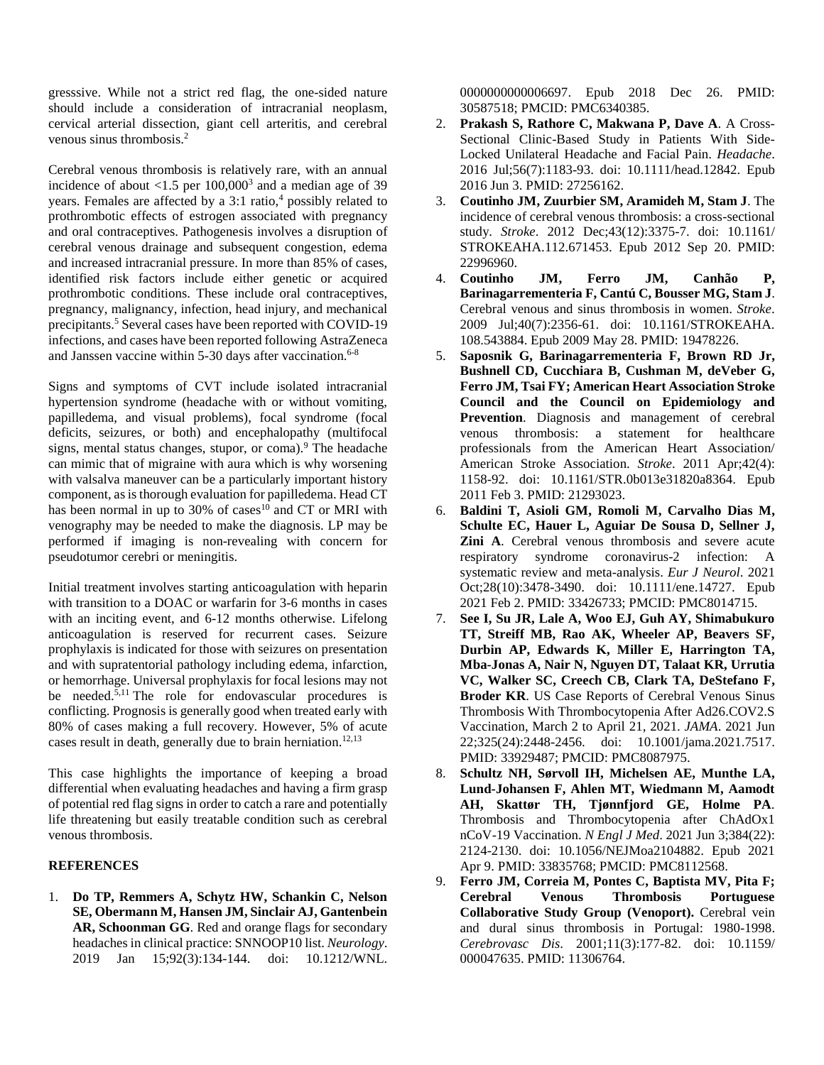gresssive. While not a strict red flag, the one-sided nature should include a consideration of intracranial neoplasm, cervical arterial dissection, giant cell arteritis, and cerebral venous sinus thrombosis.[2]

Cerebral venous thrombosis is relatively rare, with an annual incidence of about <1.5 per 100,000[3] and a median age of 39 years. Females are affected by a 3:1 ratio,[4] possibly related to prothrombotic effects of estrogen associated with pregnancy and oral contraceptives. Pathogenesis involves a disruption of cerebral venous drainage and subsequent congestion, edema and increased intracranial pressure. In more than 85% of cases, identified risk factors include either genetic or acquired prothrombotic conditions. These include oral contraceptives, pregnancy, malignancy, infection, head injury, and mechanical precipitants.[5] Several cases have been reported with COVID-19 infections, and cases have been reported following AstraZeneca and Janssen vaccine within 5-30 days after vaccination.[6-8]

Signs and symptoms of CVT include isolated intracranial hypertension syndrome (headache with or without vomiting, papilledema, and visual problems), focal syndrome (focal deficits, seizures, or both) and encephalopathy (multifocal signs, mental status changes, stupor, or coma).[9] The headache can mimic that of migraine with aura which is why worsening with valsalva maneuver can be a particularly important history component, as is thorough evaluation for papilledema. Head CT has been normal in up to 30% of cases[10] and CT or MRI with venography may be needed to make the diagnosis. LP may be performed if imaging is non-revealing with concern for pseudotumor cerebri or meningitis.

Initial treatment involves starting anticoagulation with heparin with transition to a DOAC or warfarin for 3-6 months in cases with an inciting event, and 6-12 months otherwise. Lifelong anticoagulation is reserved for recurrent cases. Seizure prophylaxis is indicated for those with seizures on presentation and with supratentorial pathology including edema, infarction, or hemorrhage. Universal prophylaxis for focal lesions may not be needed.[5,11] The role for endovascular procedures is conflicting. Prognosis is generally good when treated early with 80% of cases making a full recovery. However, 5% of acute cases result in death, generally due to brain herniation.[12,13]

This case highlights the importance of keeping a broad differential when evaluating headaches and having a firm grasp of potential red flag signs in order to catch a rare and potentially life threatening but easily treatable condition such as cerebral venous thrombosis.

## REFERENCES

1. **Do TP, Remmers A, Schytz HW, Schankin C, Nelson SE, Obermann M, Hansen JM, Sinclair AJ, Gantenbein AR, Schoonman GG**. Red and orange flags for secondary headaches in clinical practice: SNNOOP10 list. *Neurology*. 2019 Jan 15;92(3):134-144. doi: 10.1212/WNL.0000000000006697. Epub 2018 Dec 26. PMID: 30587518; PMCID: PMC6340385.
2. **Prakash S, Rathore C, Makwana P, Dave A**. A Cross-Sectional Clinic-Based Study in Patients With Side-Locked Unilateral Headache and Facial Pain. *Headache*. 2016 Jul;56(7):1183-93. doi: 10.1111/head.12842. Epub 2016 Jun 3. PMID: 27256162.
3. **Coutinho JM, Zuurbier SM, Aramideh M, Stam J**. The incidence of cerebral venous thrombosis: a cross-sectional study. *Stroke*. 2012 Dec;43(12):3375-7. doi: 10.1161/STROKEAHA.112.671453. Epub 2012 Sep 20. PMID: 22996960.
4. **Coutinho JM, Ferro JM, Canhão P, Barinagarrementeria F, Cantú C, Bousser MG, Stam J**. Cerebral venous and sinus thrombosis in women. *Stroke*. 2009 Jul;40(7):2356-61. doi: 10.1161/STROKEAHA.108.543884. Epub 2009 May 28. PMID: 19478226.
5. **Saposnik G, Barinagarrementeria F, Brown RD Jr, Bushnell CD, Cucchiara B, Cushman M, deVeber G, Ferro JM, Tsai FY; American Heart Association Stroke Council and the Council on Epidemiology and Prevention**. Diagnosis and management of cerebral venous thrombosis: a statement for healthcare professionals from the American Heart Association/ American Stroke Association. *Stroke*. 2011 Apr;42(4):1158-92. doi: 10.1161/STR.0b013e31820a8364. Epub 2011 Feb 3. PMID: 21293023.
6. **Baldini T, Asioli GM, Romoli M, Carvalho Dias M, Schulte EC, Hauer L, Aguiar De Sousa D, Sellner J, Zini A**. Cerebral venous thrombosis and severe acute respiratory syndrome coronavirus-2 infection: A systematic review and meta-analysis. *Eur J Neurol*. 2021 Oct;28(10):3478-3490. doi: 10.1111/ene.14727. Epub 2021 Feb 2. PMID: 33426733; PMCID: PMC8014715.
7. **See I, Su JR, Lale A, Woo EJ, Guh AY, Shimabukuro TT, Streiff MB, Rao AK, Wheeler AP, Beavers SF, Durbin AP, Edwards K, Miller E, Harrington TA, Mba-Jonas A, Nair N, Nguyen DT, Talaat KR, Urrutia VC, Walker SC, Creech CB, Clark TA, DeStefano F, Broder KR**. US Case Reports of Cerebral Venous Sinus Thrombosis With Thrombocytopenia After Ad26.COV2.S Vaccination, March 2 to April 21, 2021. *JAMA*. 2021 Jun 22;325(24):2448-2456. doi: 10.1001/jama.2021.7517. PMID: 33929487; PMCID: PMC8087975.
8. **Schultz NH, Sørvoll IH, Michelsen AE, Munthe LA, Lund-Johansen F, Ahlen MT, Wiedmann M, Aamodt AH, Skattør TH, Tjønnfjord GE, Holme PA**. Thrombosis and Thrombocytopenia after ChAdOx1 nCoV-19 Vaccination. *N Engl J Med*. 2021 Jun 3;384(22):2124-2130. doi: 10.1056/NEJMoa2104882. Epub 2021 Apr 9. PMID: 33835768; PMCID: PMC8112568.
9. **Ferro JM, Correia M, Pontes C, Baptista MV, Pita F; Cerebral Venous Thrombosis Portuguese Collaborative Study Group (Venoport).** Cerebral vein and dural sinus thrombosis in Portugal: 1980-1998. *Cerebrovasc Dis*. 2001;11(3):177-82. doi: 10.1159/000047635. PMID: 11306764.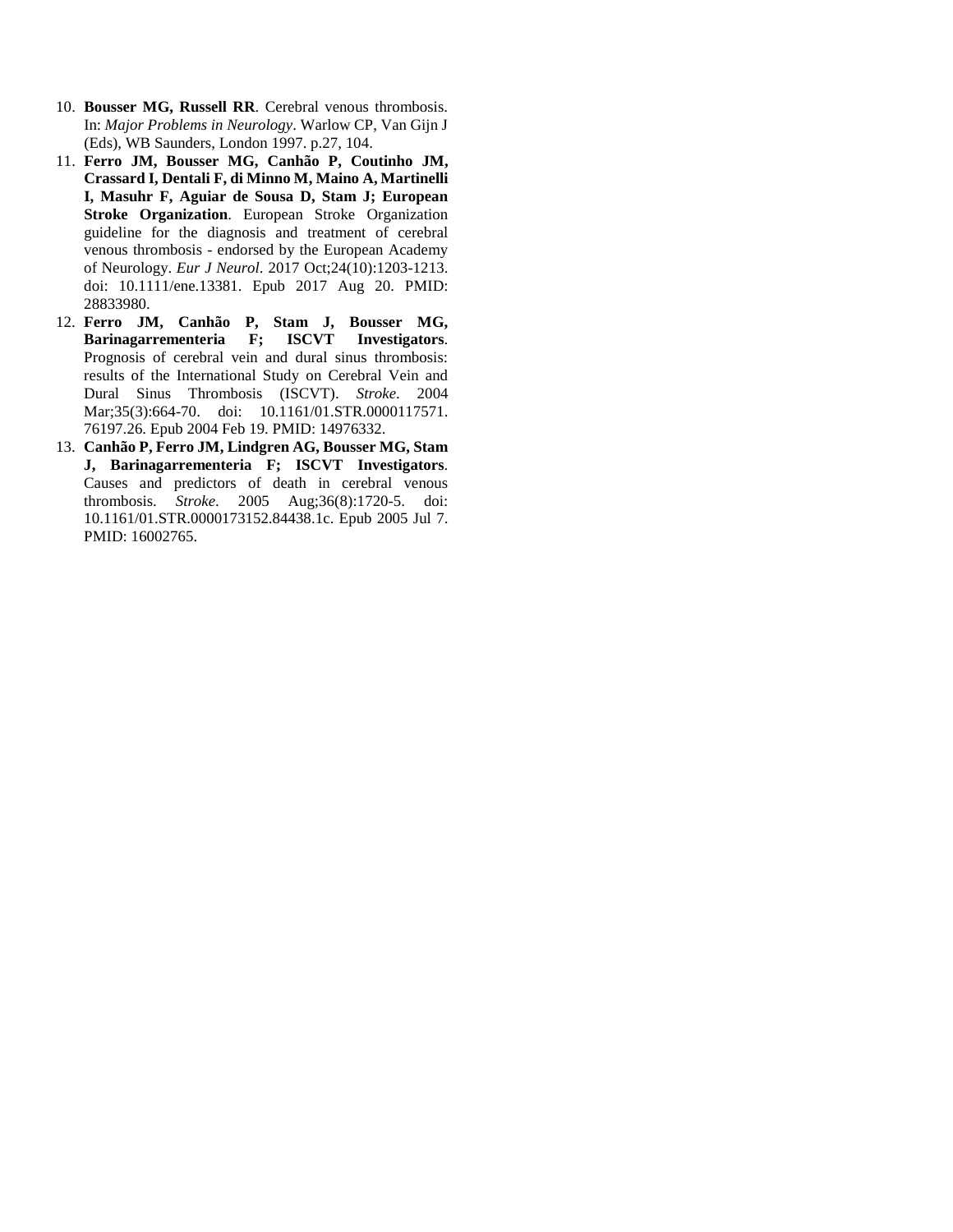10. **Bousser MG, Russell RR**. Cerebral venous thrombosis. In: *Major Problems in Neurology*. Warlow CP, Van Gijn J (Eds), WB Saunders, London 1997. p.27, 104.
11. **Ferro JM, Bousser MG, Canhão P, Coutinho JM, Crassard I, Dentali F, di Minno M, Maino A, Martinelli I, Masuhr F, Aguiar de Sousa D, Stam J; European Stroke Organization**. European Stroke Organization guideline for the diagnosis and treatment of cerebral venous thrombosis - endorsed by the European Academy of Neurology. *Eur J Neurol*. 2017 Oct;24(10):1203-1213. doi: 10.1111/ene.13381. Epub 2017 Aug 20. PMID: 28833980.
12. **Ferro JM, Canhão P, Stam J, Bousser MG, Barinagarrementeria F; ISCVT Investigators**. Prognosis of cerebral vein and dural sinus thrombosis: results of the International Study on Cerebral Vein and Dural Sinus Thrombosis (ISCVT). *Stroke*. 2004 Mar;35(3):664-70. doi: 10.1161/01.STR.0000117571.76197.26. Epub 2004 Feb 19. PMID: 14976332.
13. **Canhão P, Ferro JM, Lindgren AG, Bousser MG, Stam J, Barinagarrementeria F; ISCVT Investigators**. Causes and predictors of death in cerebral venous thrombosis. *Stroke*. 2005 Aug;36(8):1720-5. doi: 10.1161/01.STR.0000173152.84438.1c. Epub 2005 Jul 7. PMID: 16002765.